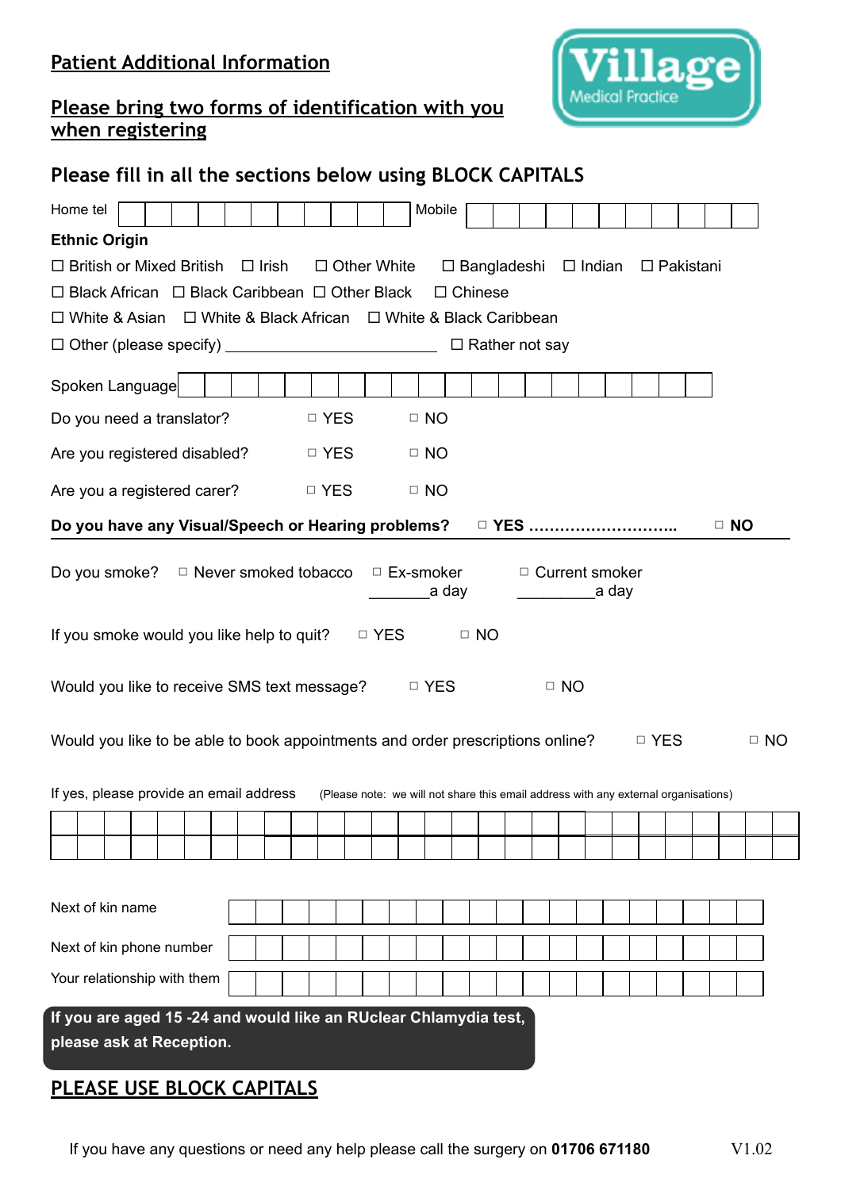## Patient Additional Information

**Village** Medical Practice

## Please bring two forms of identification with you when registering

### Please fill in all the sections below using BLOCK CAPITALS

Home tel ________________ Mobile ________________

**Ethnic Origin**

☐ British or Mixed British ☐ Irish ☐ Other White ☐ Bangladeshi ☐ Indian ☐ Pakistani

☐ Black African ☐ Black Caribbean ☐ Other Black ☐ Chinese

☐ White & Asian ☐ White & Black African ☐ White & Black Caribbean

☐ Other (please specify) ____________________ ☐ Rather not say

Spoken Language ________________

Do you need a translator? ☐ YES ☐ NO

Are you registered disabled? ☐ YES ☐ NO

Are you a registered carer? ☐ YES ☐ NO

**Do you have any Visual/Speech or Hearing problems? ☐ YES ……………………….. ☐ NO**

Do you smoke? ☐ Never smoked tobacco ☐ Ex-smoker _______a day ☐ Current smoker _________a day

If you smoke would you like help to quit? ☐ YES ☐ NO

Would you like to receive SMS text message? ☐ YES ☐ NO

Would you like to be able to book appointments and order prescriptions online? ☐ YES ☐ NO

If yes, please provide an email address (Please note: we will not share this email address with any external organisations)

________________

Next of kin name ________________

Next of kin phone number ________________

Your relationship with them ________________

**If you are aged 15 -24 and would like an RUclear Chlamydia test, please ask at Reception.**

## PLEASE USE BLOCK CAPITALS

If you have any questions or need any help please call the surgery on **01706 671180**

V1.02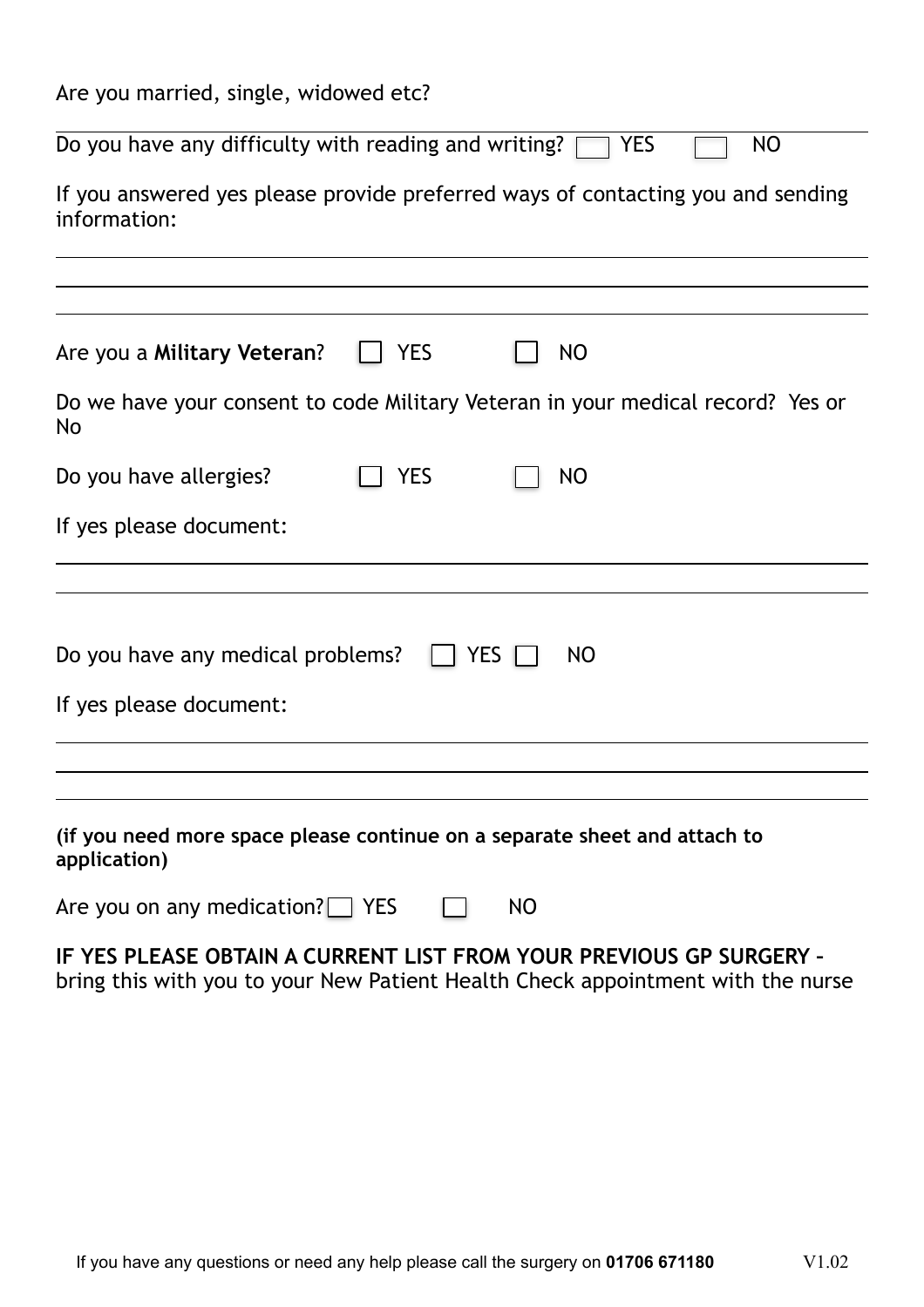Are you married, single, widowed etc?

---

Do you have any difficulty with reading and writing? ☐ YES ☐ NO

If you answered yes please provide preferred ways of contacting you and sending information:

---

---

---

Are you a **Military Veteran**? ☐ YES ☐ NO

Do we have your consent to code Military Veteran in your medical record? Yes or No

Do you have allergies? ☐ YES ☐ NO

If yes please document:

---

---

Do you have any medical problems? ☐ YES ☐ NO

If yes please document:

---

---

---

**(if you need more space please continue on a separate sheet and attach to application)**

Are you on any medication? ☐ YES ☐ NO

**IF YES PLEASE OBTAIN A CURRENT LIST FROM YOUR PREVIOUS GP SURGERY –** bring this with you to your New Patient Health Check appointment with the nurse

If you have any questions or need any help please call the surgery on **01706 671180** V1.02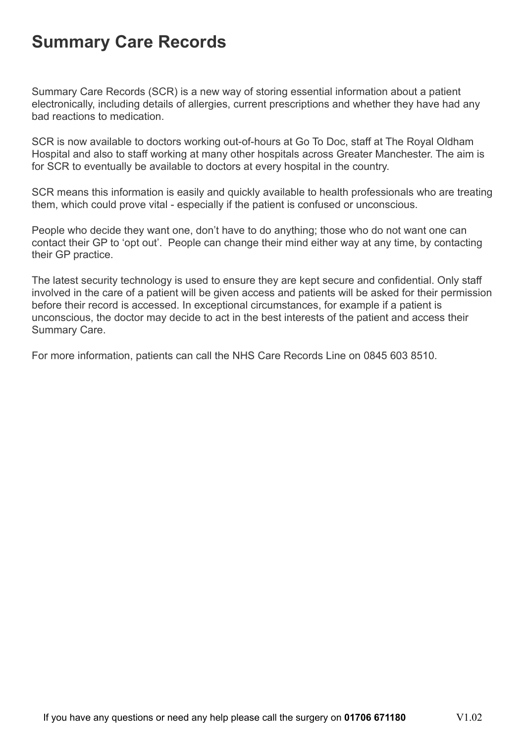# Summary Care Records

Summary Care Records (SCR) is a new way of storing essential information about a patient electronically, including details of allergies, current prescriptions and whether they have had any bad reactions to medication.

SCR is now available to doctors working out-of-hours at Go To Doc, staff at The Royal Oldham Hospital and also to staff working at many other hospitals across Greater Manchester. The aim is for SCR to eventually be available to doctors at every hospital in the country.

SCR means this information is easily and quickly available to health professionals who are treating them, which could prove vital - especially if the patient is confused or unconscious.

People who decide they want one, don't have to do anything; those who do not want one can contact their GP to 'opt out'. People can change their mind either way at any time, by contacting their GP practice.

The latest security technology is used to ensure they are kept secure and confidential. Only staff involved in the care of a patient will be given access and patients will be asked for their permission before their record is accessed. In exceptional circumstances, for example if a patient is unconscious, the doctor may decide to act in the best interests of the patient and access their Summary Care.

For more information, patients can call the NHS Care Records Line on 0845 603 8510.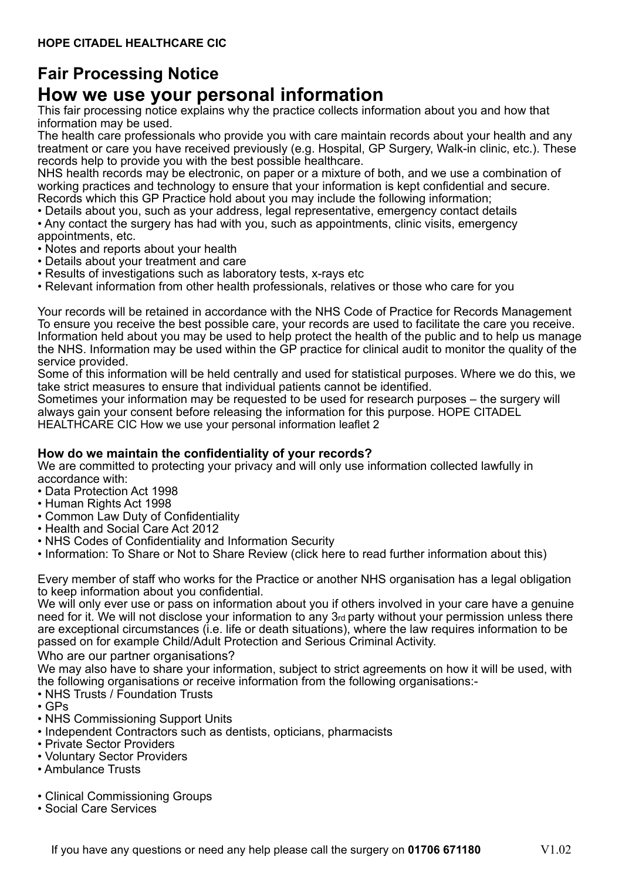**HOPE CITADEL HEALTHCARE CIC**

## Fair Processing Notice

# How we use your personal information

This fair processing notice explains why the practice collects information about you and how that information may be used.

The health care professionals who provide you with care maintain records about your health and any treatment or care you have received previously (e.g. Hospital, GP Surgery, Walk-in clinic, etc.). These records help to provide you with the best possible healthcare.

NHS health records may be electronic, on paper or a mixture of both, and we use a combination of working practices and technology to ensure that your information is kept confidential and secure.

Records which this GP Practice hold about you may include the following information;

- Details about you, such as your address, legal representative, emergency contact details
- Any contact the surgery has had with you, such as appointments, clinic visits, emergency appointments, etc.
- Notes and reports about your health
- Details about your treatment and care
- Results of investigations such as laboratory tests, x-rays etc
- Relevant information from other health professionals, relatives or those who care for you

Your records will be retained in accordance with the NHS Code of Practice for Records Management

To ensure you receive the best possible care, your records are used to facilitate the care you receive. Information held about you may be used to help protect the health of the public and to help us manage the NHS. Information may be used within the GP practice for clinical audit to monitor the quality of the service provided.

Some of this information will be held centrally and used for statistical purposes. Where we do this, we take strict measures to ensure that individual patients cannot be identified.

Sometimes your information may be requested to be used for research purposes – the surgery will always gain your consent before releasing the information for this purpose. HOPE CITADEL HEALTHCARE CIC How we use your personal information leaflet 2

### How do we maintain the confidentiality of your records?

We are committed to protecting your privacy and will only use information collected lawfully in accordance with:

- Data Protection Act 1998
- Human Rights Act 1998
- Common Law Duty of Confidentiality
- Health and Social Care Act 2012
- NHS Codes of Confidentiality and Information Security
- Information: To Share or Not to Share Review (click here to read further information about this)

Every member of staff who works for the Practice or another NHS organisation has a legal obligation to keep information about you confidential.

We will only ever use or pass on information about you if others involved in your care have a genuine need for it. We will not disclose your information to any 3rd party without your permission unless there are exceptional circumstances (i.e. life or death situations), where the law requires information to be passed on for example Child/Adult Protection and Serious Criminal Activity.

Who are our partner organisations?

We may also have to share your information, subject to strict agreements on how it will be used, with the following organisations or receive information from the following organisations:-

- NHS Trusts / Foundation Trusts
- GPs
- NHS Commissioning Support Units
- Independent Contractors such as dentists, opticians, pharmacists
- Private Sector Providers
- Voluntary Sector Providers
- Ambulance Trusts
- Clinical Commissioning Groups
- Social Care Services

If you have any questions or need any help please call the surgery on **01706 671180** V1.02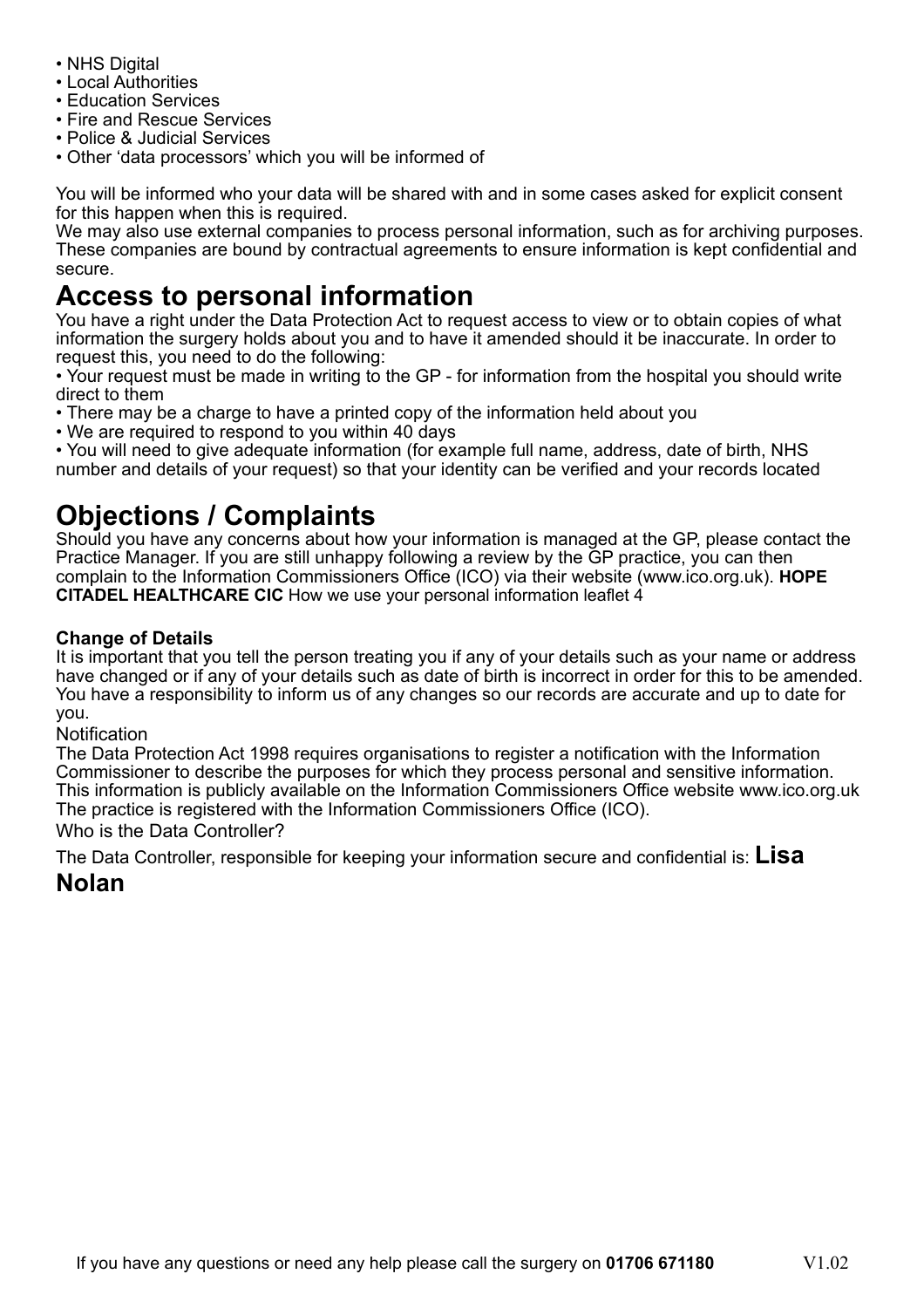- NHS Digital
- Local Authorities
- Education Services
- Fire and Rescue Services
- Police & Judicial Services
- Other 'data processors' which you will be informed of

You will be informed who your data will be shared with and in some cases asked for explicit consent for this happen when this is required.
We may also use external companies to process personal information, such as for archiving purposes. These companies are bound by contractual agreements to ensure information is kept confidential and secure.

# Access to personal information

You have a right under the Data Protection Act to request access to view or to obtain copies of what information the surgery holds about you and to have it amended should it be inaccurate. In order to request this, you need to do the following:

- Your request must be made in writing to the GP - for information from the hospital you should write direct to them
- There may be a charge to have a printed copy of the information held about you
- We are required to respond to you within 40 days
- You will need to give adequate information (for example full name, address, date of birth, NHS number and details of your request) so that your identity can be verified and your records located

# Objections / Complaints

Should you have any concerns about how your information is managed at the GP, please contact the Practice Manager. If you are still unhappy following a review by the GP practice, you can then complain to the Information Commissioners Office (ICO) via their website (www.ico.org.uk). **HOPE CITADEL HEALTHCARE CIC** How we use your personal information leaflet 4

**Change of Details**

It is important that you tell the person treating you if any of your details such as your name or address have changed or if any of your details such as date of birth is incorrect in order for this to be amended. You have a responsibility to inform us of any changes so our records are accurate and up to date for you.

Notification

The Data Protection Act 1998 requires organisations to register a notification with the Information Commissioner to describe the purposes for which they process personal and sensitive information. This information is publicly available on the Information Commissioners Office website www.ico.org.uk The practice is registered with the Information Commissioners Office (ICO).

Who is the Data Controller?

The Data Controller, responsible for keeping your information secure and confidential is: **Lisa Nolan**

If you have any questions or need any help please call the surgery on **01706 671180** V1.02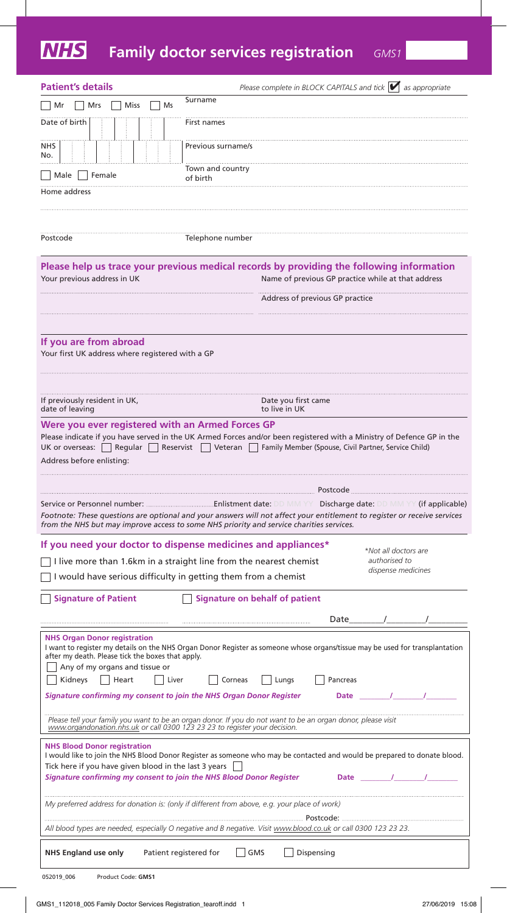# NHS Family doctor services registration

GMS1

## Patient's details

*Please complete in BLOCK CAPITALS and tick ☑ as appropriate*

☐ Mr ☐ Mrs ☐ Miss ☐ Ms

Surname

Date of birth

First names

NHS No.

Previous surname/s

☐ Male ☐ Female

Town and country of birth

Home address

Postcode

Telephone number

## Please help us trace your previous medical records by providing the following information

Your previous address in UK

Name of previous GP practice while at that address

Address of previous GP practice

## If you are from abroad

Your first UK address where registered with a GP

If previously resident in UK, date of leaving

Date you first came to live in UK

## Were you ever registered with an Armed Forces GP

Please indicate if you have served in the UK Armed Forces and/or been registered with a Ministry of Defence GP in the UK or overseas: ☐ Regular ☐ Reservist ☐ Veteran ☐ Family Member (Spouse, Civil Partner, Service Child)

Address before enlisting:

Postcode

Service or Personnel number: ..................... Enlistment date: DD MM YY Discharge date: DD MM YY (if applicable)

*Footnote: These questions are optional and your answers will not affect your entitlement to register or receive services from the NHS but may improve access to some NHS priority and service charities services.*

## If you need your doctor to dispense medicines and appliances*

☐ I live more than 1.6km in a straight line from the nearest chemist

☐ I would have serious difficulty in getting them from a chemist

*\*Not all doctors are authorised to dispense medicines*

☐ **Signature of Patient** ☐ **Signature on behalf of patient**

Date \_\_\_\_/\_\_\_\_/\_\_\_\_

**NHS Organ Donor registration**

I want to register my details on the NHS Organ Donor Register as someone whose organs/tissue may be used for transplantation after my death. Please tick the boxes that apply.

☐ Any of my organs and tissue or

☐ Kidneys ☐ Heart ☐ Liver ☐ Corneas ☐ Lungs ☐ Pancreas

***Signature confirming my consent to join the NHS Organ Donor Register*** **Date** \_\_\_\_/\_\_\_\_/\_\_\_\_

*Please tell your family you want to be an organ donor. If you do not want to be an organ donor, please visit www.organdonation.nhs.uk or call 0300 123 23 23 to register your decision.*

**NHS Blood Donor registration**

I would like to join the NHS Blood Donor Register as someone who may be contacted and would be prepared to donate blood.

Tick here if you have given blood in the last 3 years ☐

***Signature confirming my consent to join the NHS Blood Donor Register*** **Date** \_\_\_\_/\_\_\_\_/\_\_\_\_

*My preferred address for donation is: (only if different from above, e.g. your place of work)*

Postcode:

*All blood types are needed, especially O negative and B negative. Visit www.blood.co.uk or call 0300 123 23 23.*

**NHS England use only** Patient registered for ☐ GMS ☐ Dispensing

052019_006 Product Code: **GMS1**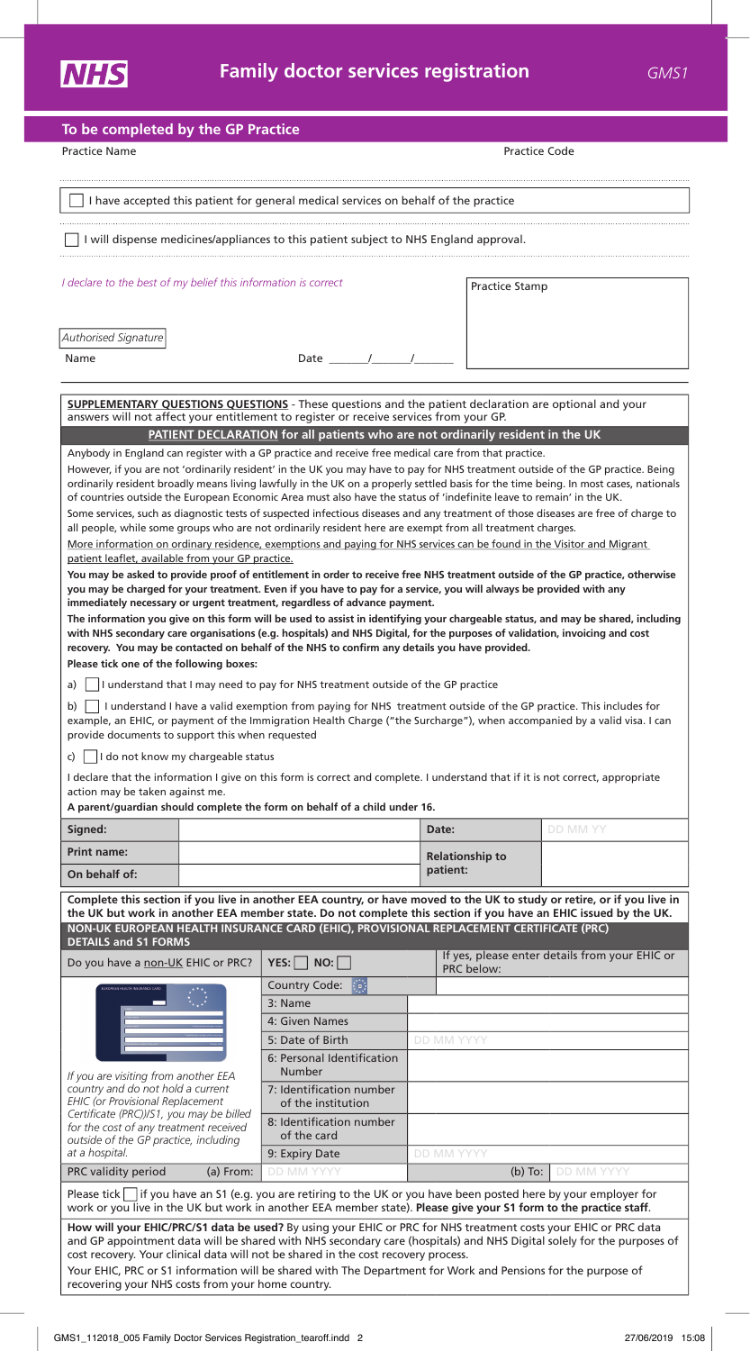# Family doctor services registration

GMS1

## To be completed by the GP Practice

Practice Name

Practice Code

☐ I have accepted this patient for general medical services on behalf of the practice

☐ I will dispense medicines/appliances to this patient subject to NHS England approval.

*I declare to the best of my belief this information is correct*

Practice Stamp

*Authorised Signature*

Name

Date ______/______/______

**SUPPLEMENTARY QUESTIONS QUESTIONS** - These questions and the patient declaration are optional and your answers will not affect your entitlement to register or receive services from your GP.

**PATIENT DECLARATION for all patients who are not ordinarily resident in the UK**

Anybody in England can register with a GP practice and receive free medical care from that practice.

However, if you are not 'ordinarily resident' in the UK you may have to pay for NHS treatment outside of the GP practice. Being ordinarily resident broadly means living lawfully in the UK on a properly settled basis for the time being. In most cases, nationals of countries outside the European Economic Area must also have the status of 'indefinite leave to remain' in the UK.

Some services, such as diagnostic tests of suspected infectious diseases and any treatment of those diseases are free of charge to all people, while some groups who are not ordinarily resident here are exempt from all treatment charges.

More information on ordinary residence, exemptions and paying for NHS services can be found in the Visitor and Migrant patient leaflet, available from your GP practice.

**You may be asked to provide proof of entitlement in order to receive free NHS treatment outside of the GP practice, otherwise you may be charged for your treatment. Even if you have to pay for a service, you will always be provided with any immediately necessary or urgent treatment, regardless of advance payment.**

**The information you give on this form will be used to assist in identifying your chargeable status, and may be shared, including with NHS secondary care organisations (e.g. hospitals) and NHS Digital, for the purposes of validation, invoicing and cost recovery. You may be contacted on behalf of the NHS to confirm any details you have provided.**

**Please tick one of the following boxes:**

a) ☐ I understand that I may need to pay for NHS treatment outside of the GP practice

b) ☐ I understand I have a valid exemption from paying for NHS treatment outside of the GP practice. This includes for example, an EHIC, or payment of the Immigration Health Charge ("the Surcharge"), when accompanied by a valid visa. I can provide documents to support this when requested

c) ☐ I do not know my chargeable status

I declare that the information I give on this form is correct and complete. I understand that if it is not correct, appropriate action may be taken against me.

**A parent/guardian should complete the form on behalf of a child under 16.**

| | | | |
|---|---|---|---|
| **Signed:** | | **Date:** | DD MM YY |
| **Print name:** | | **Relationship to patient:** | |
| **On behalf of:** | | | |

**Complete this section if you live in another EEA country, or have moved to the UK to study or retire, or if you live in the UK but work in another EEA member state. Do not complete this section if you have an EHIC issued by the UK.**

**NON-UK EUROPEAN HEALTH INSURANCE CARD (EHIC), PROVISIONAL REPLACEMENT CERTIFICATE (PRC) DETAILS and S1 FORMS**

| | | |
|---|---|---|
| Do you have a non-UK EHIC or PRC? | YES: ☐ NO: ☐ | If yes, please enter details from your EHIC or PRC below: |
| | Country Code: | |
| | 3: Name | |
| | 4: Given Names | |
| | 5: Date of Birth | DD MM YYYY |
| *If you are visiting from another EEA country and do not hold a current EHIC (or Provisional Replacement Certificate (PRC))/S1, you may be billed for the cost of any treatment received outside of the GP practice, including at a hospital.* | 6: Personal Identification Number | |
| | 7: Identification number of the institution | |
| | 8: Identification number of the card | |
| | 9: Expiry Date | DD MM YYYY |
| PRC validity period (a) From: | DD MM YYYY | (b) To: DD MM YYYY |

Please tick ☐ if you have an S1 (e.g. you are retiring to the UK or you have been posted here by your employer for work or you live in the UK but work in another EEA member state). **Please give your S1 form to the practice staff**.

**How will your EHIC/PRC/S1 data be used?** By using your EHIC or PRC for NHS treatment costs your EHIC or PRC data and GP appointment data will be shared with NHS secondary care (hospitals) and NHS Digital solely for the purposes of cost recovery. Your clinical data will not be shared in the cost recovery process.

Your EHIC, PRC or S1 information will be shared with The Department for Work and Pensions for the purpose of recovering your NHS costs from your home country.